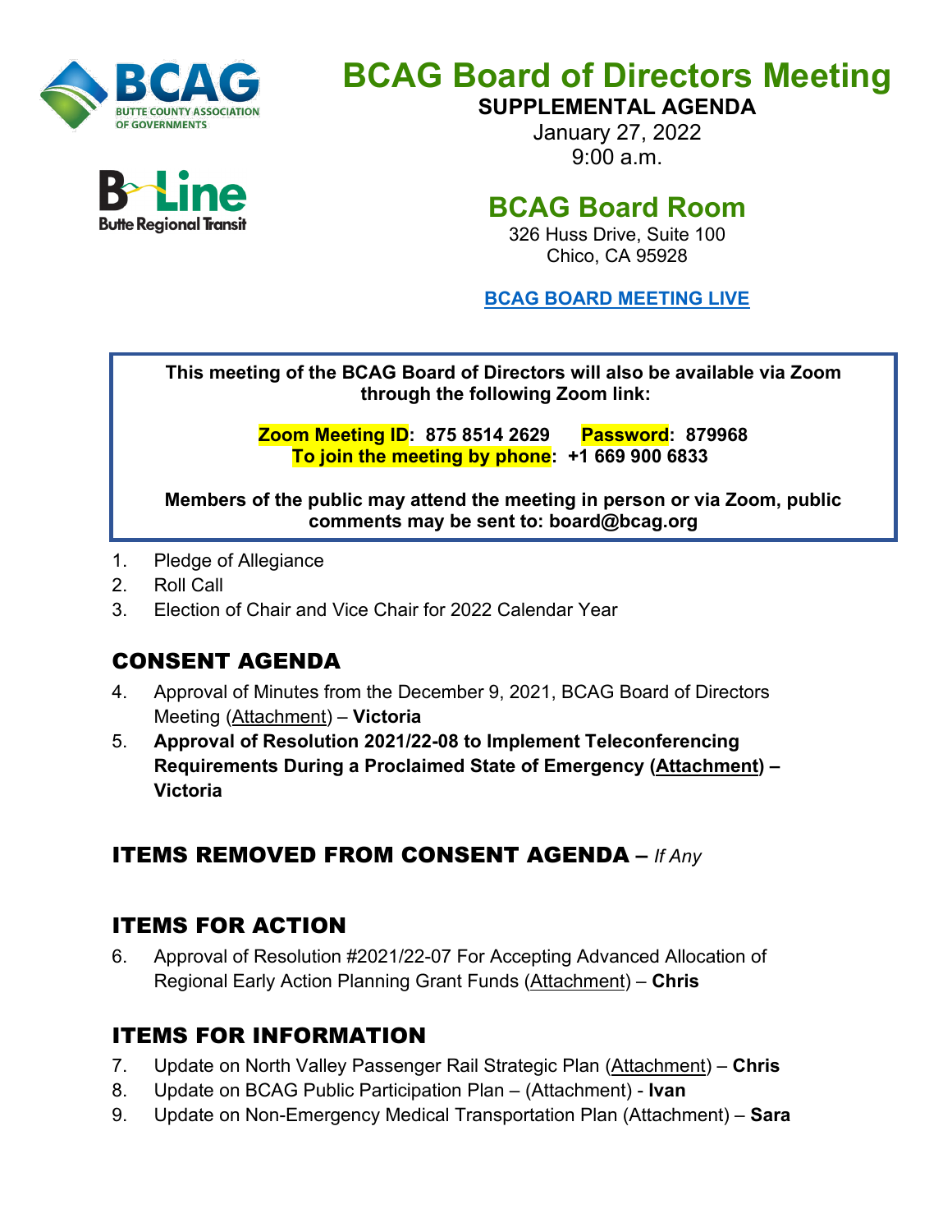# BCAG Board of Directors Meeting

**SUPPLEMENTAL AGENDA**

January 27, 2022

9:00 a.m.

## BCAG Board Room

326 Huss Drive, Suite 100

Chico, CA 95928

**BCAG BOARD MEETING LIVE**

**This meeting of the BCAG Board of Directors will also be available via Zoom through the following Zoom link:**

**Zoom Meeting ID: 875 8514 2629 Password: 879968**
**To join the meeting by phone: +1 669 900 6833**

**Members of the public may attend the meeting in person or via Zoom, public comments may be sent to: board@bcag.org**

1. Pledge of Allegiance
2. Roll Call
3. Election of Chair and Vice Chair for 2022 Calendar Year

## CONSENT AGENDA

4. Approval of Minutes from the December 9, 2021, BCAG Board of Directors Meeting (Attachment) – **Victoria**
5. **Approval of Resolution 2021/22-08 to Implement Teleconferencing Requirements During a Proclaimed State of Emergency (Attachment) – Victoria**

## ITEMS REMOVED FROM CONSENT AGENDA – *If Any*

## ITEMS FOR ACTION

6. Approval of Resolution #2021/22-07 For Accepting Advanced Allocation of Regional Early Action Planning Grant Funds (Attachment) – **Chris**

## ITEMS FOR INFORMATION

7. Update on North Valley Passenger Rail Strategic Plan (Attachment) – **Chris**
8. Update on BCAG Public Participation Plan – (Attachment) - **Ivan**
9. Update on Non-Emergency Medical Transportation Plan (Attachment) – **Sara**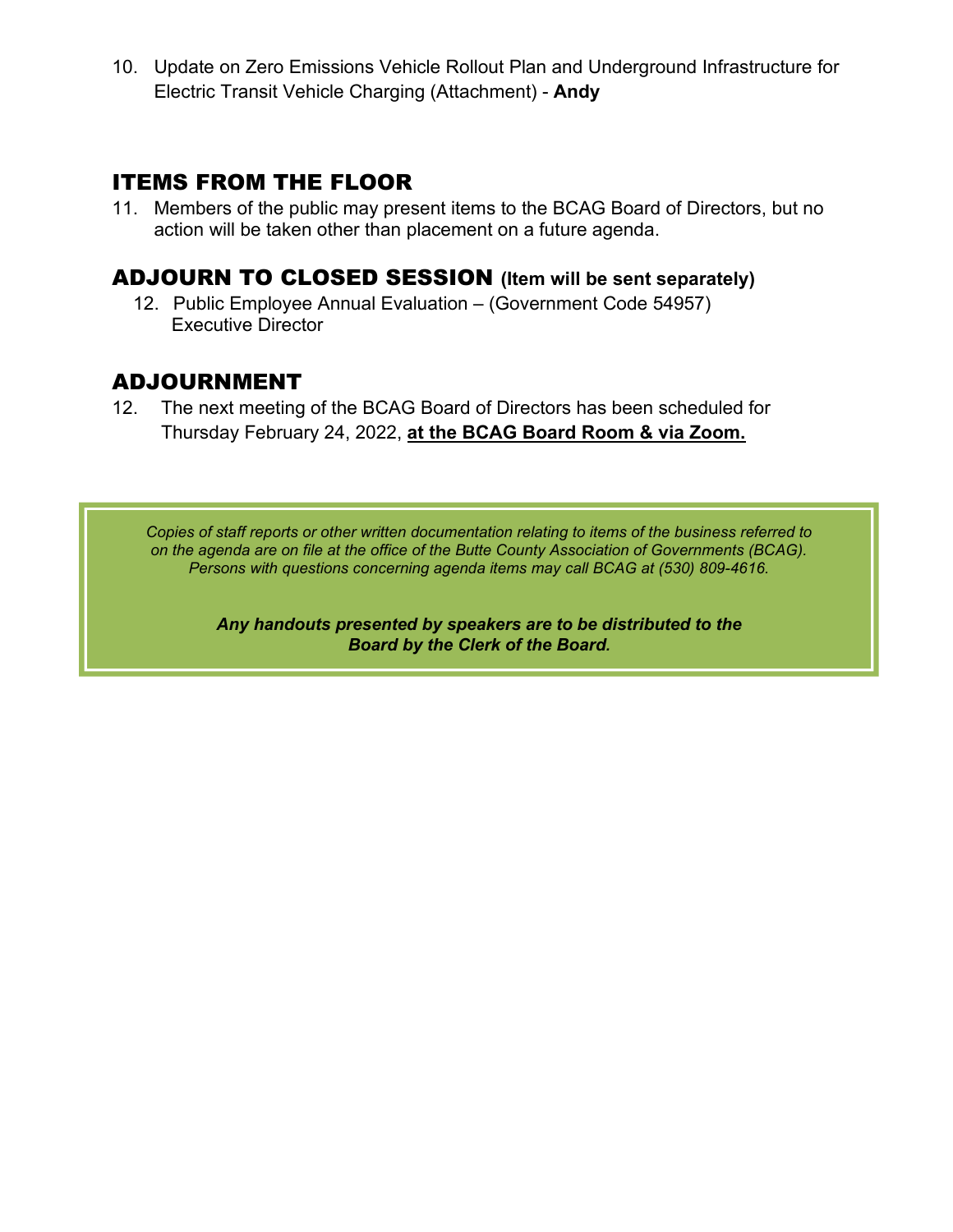10. Update on Zero Emissions Vehicle Rollout Plan and Underground Infrastructure for Electric Transit Vehicle Charging (Attachment) - **Andy**

## ITEMS FROM THE FLOOR

11. Members of the public may present items to the BCAG Board of Directors, but no action will be taken other than placement on a future agenda.

## ADJOURN TO CLOSED SESSION **(Item will be sent separately)**

12. Public Employee Annual Evaluation – (Government Code 54957)
    Executive Director

## ADJOURNMENT

12. The next meeting of the BCAG Board of Directors has been scheduled for Thursday February 24, 2022, **at the BCAG Board Room & via Zoom.**

*Copies of staff reports or other written documentation relating to items of the business referred to on the agenda are on file at the office of the Butte County Association of Governments (BCAG). Persons with questions concerning agenda items may call BCAG at (530) 809-4616.*

***Any handouts presented by speakers are to be distributed to the Board by the Clerk of the Board.***